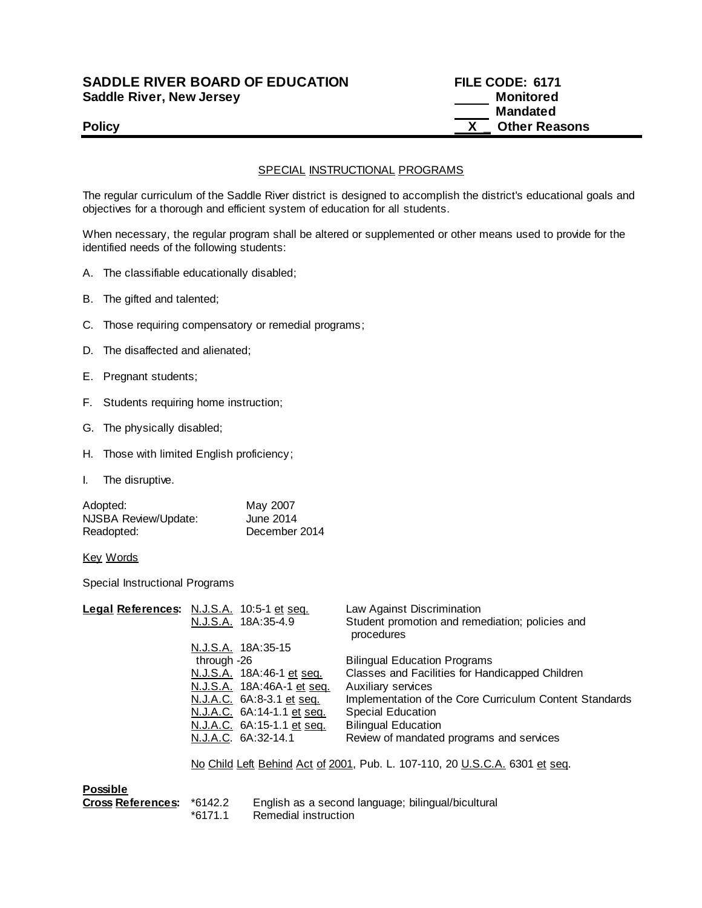**SADDLE RIVER BOARD OF EDUCATION** | **FILE CODE: 6171**
**Saddle River, New Jersey**

_____ **Monitored**
_____ **Mandated**
__X__ **Other Reasons**

**Policy**

---

## SPECIAL INSTRUCTIONAL PROGRAMS

The regular curriculum of the Saddle River district is designed to accomplish the district's educational goals and objectives for a thorough and efficient system of education for all students.

When necessary, the regular program shall be altered or supplemented or other means used to provide for the identified needs of the following students:

A. The classifiable educationally disabled;

B. The gifted and talented;

C. Those requiring compensatory or remedial programs;

D. The disaffected and alienated;

E. Pregnant students;

F. Students requiring home instruction;

G. The physically disabled;

H. Those with limited English proficiency;

I. The disruptive.

| | |
|---|---|
| Adopted: | May 2007 |
| NJSBA Review/Update: | June 2014 |
| Readopted: | December 2014 |

Key Words

Special Instructional Programs

| **Legal References:** | | |
|---|---|---|
| | N.J.S.A. 10:5-1 et seq. | Law Against Discrimination |
| | N.J.S.A. 18A:35-4.9 | Student promotion and remediation; policies and procedures |
| | N.J.S.A. 18A:35-15 through -26 | Bilingual Education Programs |
| | N.J.S.A. 18A:46-1 et seq. | Classes and Facilities for Handicapped Children |
| | N.J.S.A. 18A:46A-1 et seq. | Auxiliary services |
| | N.J.A.C. 6A:8-3.1 et seq. | Implementation of the Core Curriculum Content Standards |
| | N.J.A.C. 6A:14-1.1 et seq. | Special Education |
| | N.J.A.C. 6A:15-1.1 et seq. | Bilingual Education |
| | N.J.A.C. 6A:32-14.1 | Review of mandated programs and services |

No Child Left Behind Act of 2001, Pub. L. 107-110, 20 U.S.C.A. 6301 et seq.

| **Possible Cross References:** | | |
|---|---|---|
| | *6142.2 | English as a second language; bilingual/bicultural |
| | *6171.1 | Remedial instruction |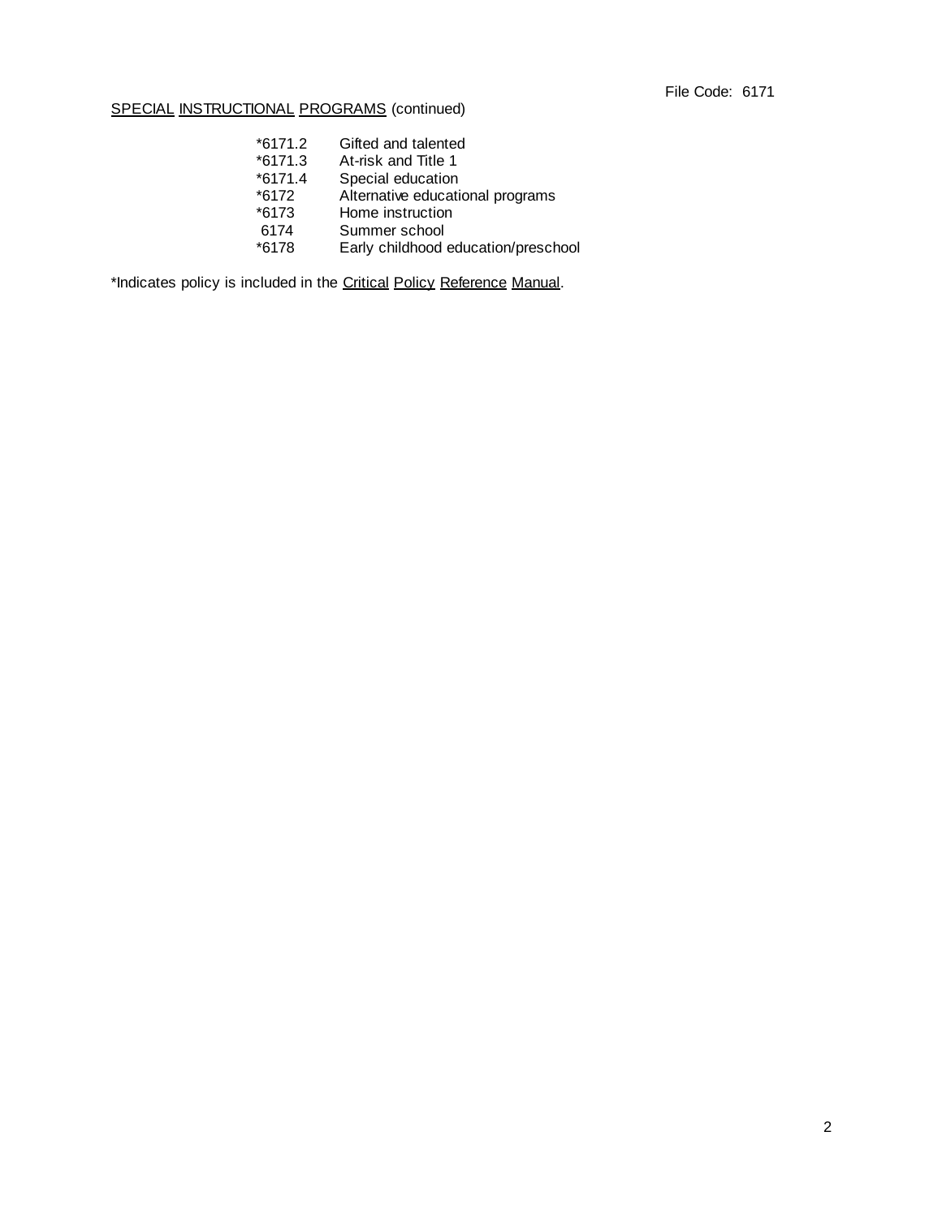File Code: 6171

SPECIAL INSTRUCTIONAL PROGRAMS (continued)

| | |
|---|---|
| *6171.2 | Gifted and talented |
| *6171.3 | At-risk and Title 1 |
| *6171.4 | Special education |
| *6172 | Alternative educational programs |
| *6173 | Home instruction |
| 6174 | Summer school |
| *6178 | Early childhood education/preschool |

*Indicates policy is included in the Critical Policy Reference Manual.